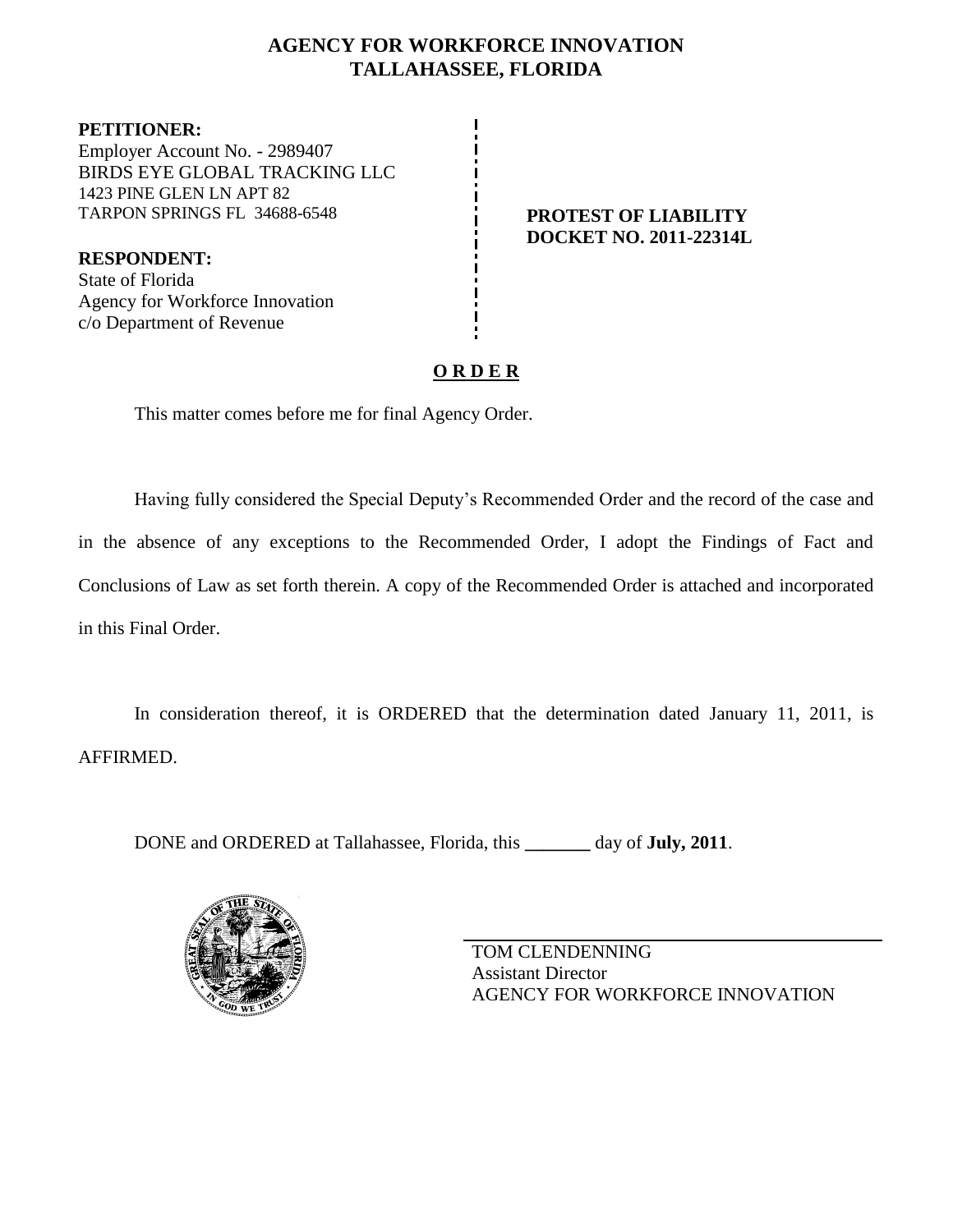# AGENCY FOR WORKFORCE INNOVATION
## TALLAHASSEE, FLORIDA

**PETITIONER:**
Employer Account No. - 2989407
BIRDS EYE GLOBAL TRACKING LLC
1423 PINE GLEN LN APT 82
TARPON SPRINGS FL 34688-6548

**RESPONDENT:**
State of Florida
Agency for Workforce Innovation
c/o Department of Revenue

**PROTEST OF LIABILITY**
**DOCKET NO. 2011-22314L**

**O R D E R**

This matter comes before me for final Agency Order.

Having fully considered the Special Deputy's Recommended Order and the record of the case and in the absence of any exceptions to the Recommended Order, I adopt the Findings of Fact and Conclusions of Law as set forth therein. A copy of the Recommended Order is attached and incorporated in this Final Order.

In consideration thereof, it is ORDERED that the determination dated January 11, 2011, is AFFIRMED.

DONE and ORDERED at Tallahassee, Florida, this _______ day of **July, 2011**.

TOM CLENDENNING
Assistant Director
AGENCY FOR WORKFORCE INNOVATION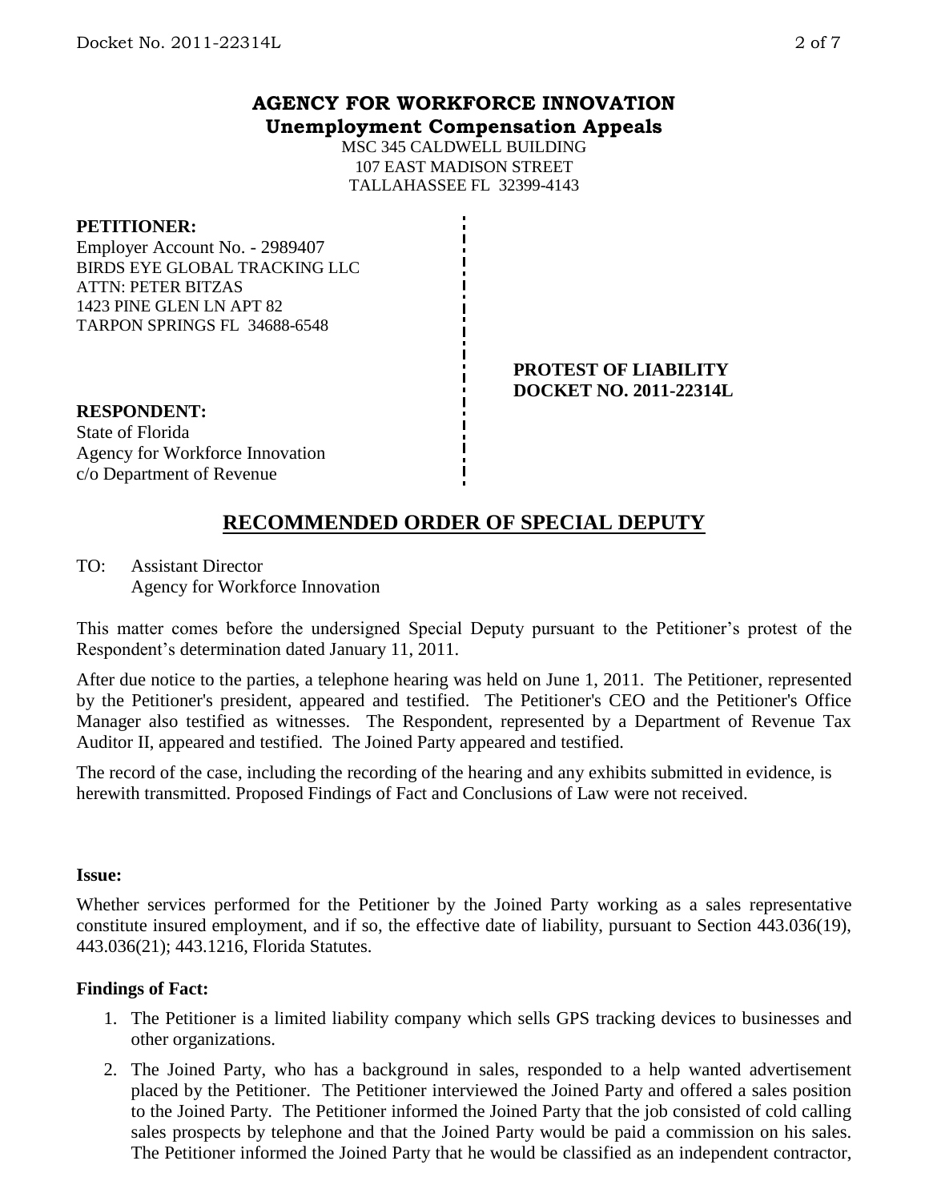## AGENCY FOR WORKFORCE INNOVATION
**Unemployment Compensation Appeals**

MSC 345 CALDWELL BUILDING
107 EAST MADISON STREET
TALLAHASSEE FL 32399-4143

**PETITIONER:**
Employer Account No. - 2989407
BIRDS EYE GLOBAL TRACKING LLC
ATTN: PETER BITZAS
1423 PINE GLEN LN APT 82
TARPON SPRINGS FL 34688-6548

**PROTEST OF LIABILITY**
**DOCKET NO. 2011-22314L**

**RESPONDENT:**
State of Florida
Agency for Workforce Innovation
c/o Department of Revenue

## RECOMMENDED ORDER OF SPECIAL DEPUTY

TO: Assistant Director
Agency for Workforce Innovation

This matter comes before the undersigned Special Deputy pursuant to the Petitioner's protest of the Respondent's determination dated January 11, 2011.

After due notice to the parties, a telephone hearing was held on June 1, 2011. The Petitioner, represented by the Petitioner's president, appeared and testified. The Petitioner's CEO and the Petitioner's Office Manager also testified as witnesses. The Respondent, represented by a Department of Revenue Tax Auditor II, appeared and testified. The Joined Party appeared and testified.

The record of the case, including the recording of the hearing and any exhibits submitted in evidence, is herewith transmitted. Proposed Findings of Fact and Conclusions of Law were not received.

**Issue:**

Whether services performed for the Petitioner by the Joined Party working as a sales representative constitute insured employment, and if so, the effective date of liability, pursuant to Section 443.036(19), 443.036(21); 443.1216, Florida Statutes.

**Findings of Fact:**

1. The Petitioner is a limited liability company which sells GPS tracking devices to businesses and other organizations.
2. The Joined Party, who has a background in sales, responded to a help wanted advertisement placed by the Petitioner. The Petitioner interviewed the Joined Party and offered a sales position to the Joined Party. The Petitioner informed the Joined Party that the job consisted of cold calling sales prospects by telephone and that the Joined Party would be paid a commission on his sales. The Petitioner informed the Joined Party that he would be classified as an independent contractor,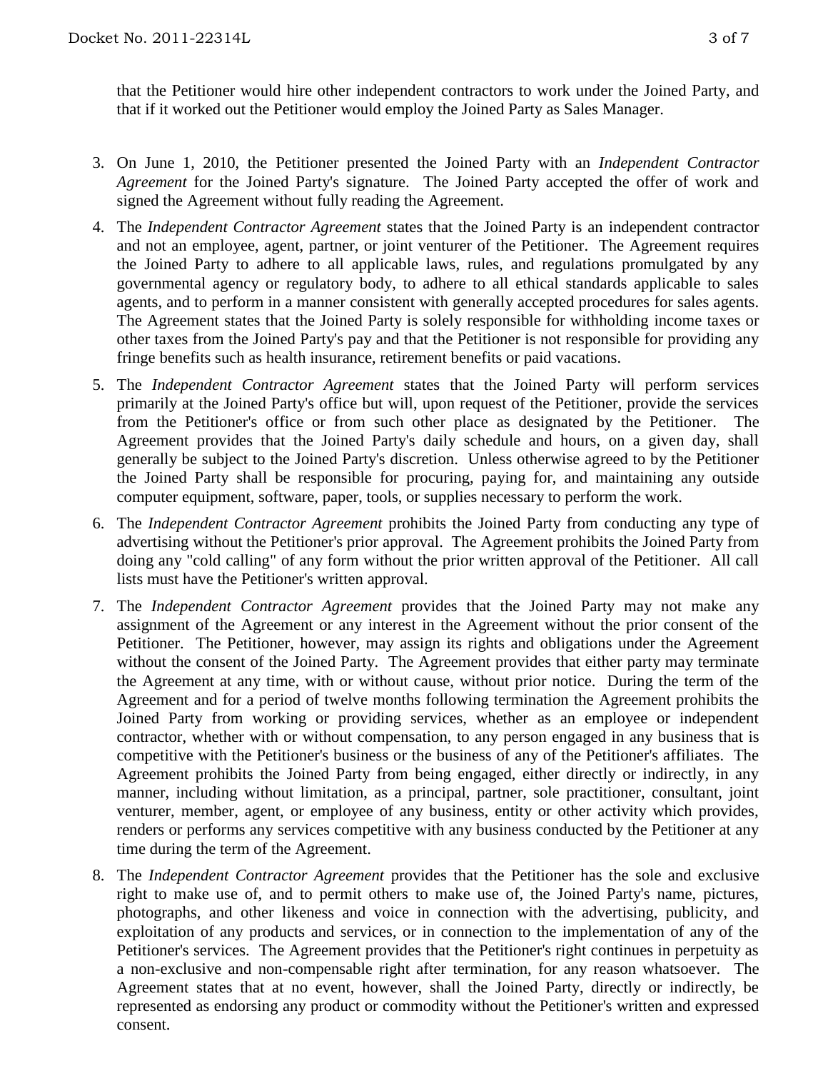that the Petitioner would hire other independent contractors to work under the Joined Party, and that if it worked out the Petitioner would employ the Joined Party as Sales Manager.

3. On June 1, 2010, the Petitioner presented the Joined Party with an *Independent Contractor Agreement* for the Joined Party's signature. The Joined Party accepted the offer of work and signed the Agreement without fully reading the Agreement.

4. The *Independent Contractor Agreement* states that the Joined Party is an independent contractor and not an employee, agent, partner, or joint venturer of the Petitioner. The Agreement requires the Joined Party to adhere to all applicable laws, rules, and regulations promulgated by any governmental agency or regulatory body, to adhere to all ethical standards applicable to sales agents, and to perform in a manner consistent with generally accepted procedures for sales agents. The Agreement states that the Joined Party is solely responsible for withholding income taxes or other taxes from the Joined Party's pay and that the Petitioner is not responsible for providing any fringe benefits such as health insurance, retirement benefits or paid vacations.

5. The *Independent Contractor Agreement* states that the Joined Party will perform services primarily at the Joined Party's office but will, upon request of the Petitioner, provide the services from the Petitioner's office or from such other place as designated by the Petitioner. The Agreement provides that the Joined Party's daily schedule and hours, on a given day, shall generally be subject to the Joined Party's discretion. Unless otherwise agreed to by the Petitioner the Joined Party shall be responsible for procuring, paying for, and maintaining any outside computer equipment, software, paper, tools, or supplies necessary to perform the work.

6. The *Independent Contractor Agreement* prohibits the Joined Party from conducting any type of advertising without the Petitioner's prior approval. The Agreement prohibits the Joined Party from doing any "cold calling" of any form without the prior written approval of the Petitioner. All call lists must have the Petitioner's written approval.

7. The *Independent Contractor Agreement* provides that the Joined Party may not make any assignment of the Agreement or any interest in the Agreement without the prior consent of the Petitioner. The Petitioner, however, may assign its rights and obligations under the Agreement without the consent of the Joined Party. The Agreement provides that either party may terminate the Agreement at any time, with or without cause, without prior notice. During the term of the Agreement and for a period of twelve months following termination the Agreement prohibits the Joined Party from working or providing services, whether as an employee or independent contractor, whether with or without compensation, to any person engaged in any business that is competitive with the Petitioner's business or the business of any of the Petitioner's affiliates. The Agreement prohibits the Joined Party from being engaged, either directly or indirectly, in any manner, including without limitation, as a principal, partner, sole practitioner, consultant, joint venturer, member, agent, or employee of any business, entity or other activity which provides, renders or performs any services competitive with any business conducted by the Petitioner at any time during the term of the Agreement.

8. The *Independent Contractor Agreement* provides that the Petitioner has the sole and exclusive right to make use of, and to permit others to make use of, the Joined Party's name, pictures, photographs, and other likeness and voice in connection with the advertising, publicity, and exploitation of any products and services, or in connection to the implementation of any of the Petitioner's services. The Agreement provides that the Petitioner's right continues in perpetuity as a non-exclusive and non-compensable right after termination, for any reason whatsoever. The Agreement states that at no event, however, shall the Joined Party, directly or indirectly, be represented as endorsing any product or commodity without the Petitioner's written and expressed consent.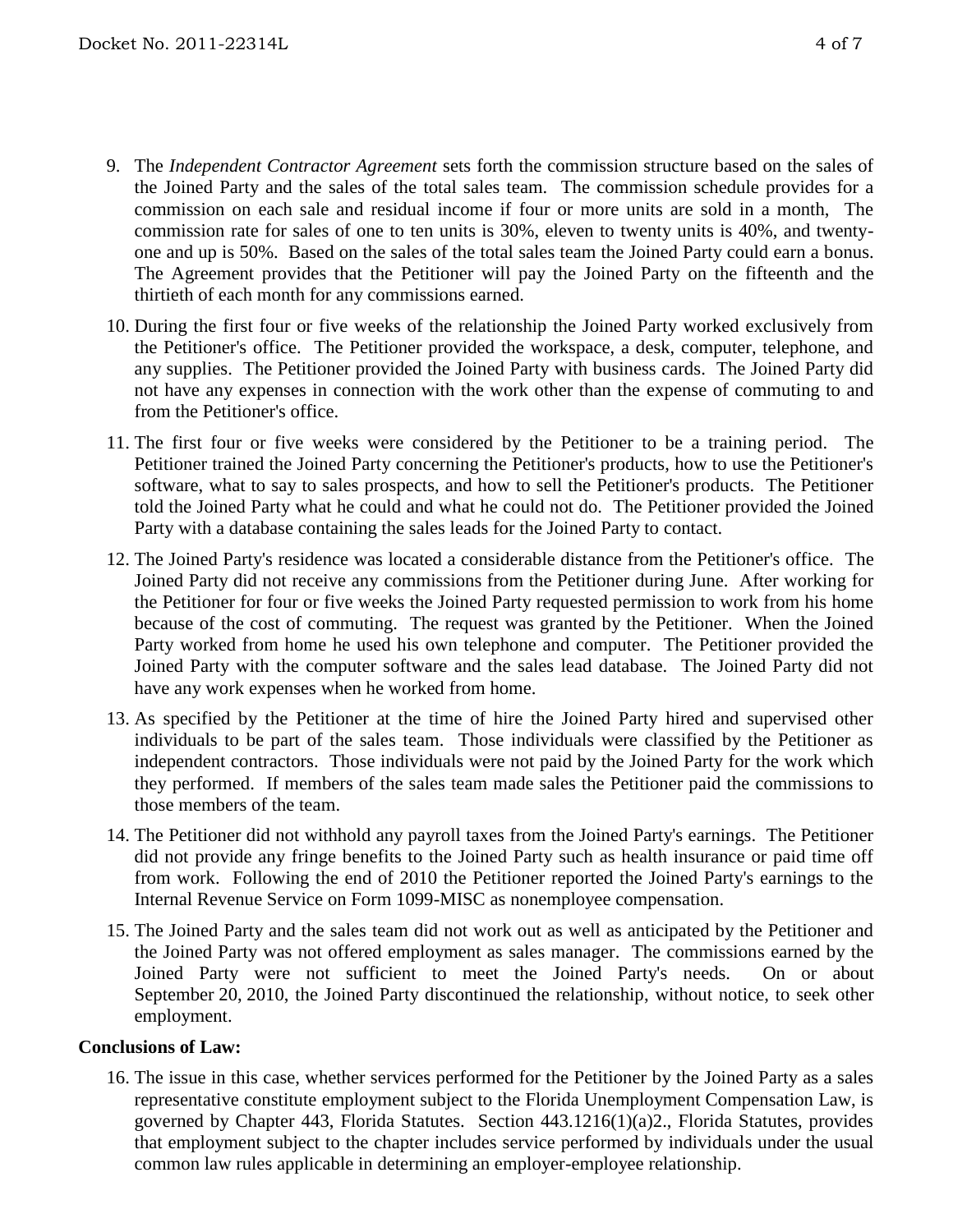9. The *Independent Contractor Agreement* sets forth the commission structure based on the sales of the Joined Party and the sales of the total sales team. The commission schedule provides for a commission on each sale and residual income if four or more units are sold in a month, The commission rate for sales of one to ten units is 30%, eleven to twenty units is 40%, and twenty-one and up is 50%. Based on the sales of the total sales team the Joined Party could earn a bonus. The Agreement provides that the Petitioner will pay the Joined Party on the fifteenth and the thirtieth of each month for any commissions earned.

10. During the first four or five weeks of the relationship the Joined Party worked exclusively from the Petitioner's office. The Petitioner provided the workspace, a desk, computer, telephone, and any supplies. The Petitioner provided the Joined Party with business cards. The Joined Party did not have any expenses in connection with the work other than the expense of commuting to and from the Petitioner's office.

11. The first four or five weeks were considered by the Petitioner to be a training period. The Petitioner trained the Joined Party concerning the Petitioner's products, how to use the Petitioner's software, what to say to sales prospects, and how to sell the Petitioner's products. The Petitioner told the Joined Party what he could and what he could not do. The Petitioner provided the Joined Party with a database containing the sales leads for the Joined Party to contact.

12. The Joined Party's residence was located a considerable distance from the Petitioner's office. The Joined Party did not receive any commissions from the Petitioner during June. After working for the Petitioner for four or five weeks the Joined Party requested permission to work from his home because of the cost of commuting. The request was granted by the Petitioner. When the Joined Party worked from home he used his own telephone and computer. The Petitioner provided the Joined Party with the computer software and the sales lead database. The Joined Party did not have any work expenses when he worked from home.

13. As specified by the Petitioner at the time of hire the Joined Party hired and supervised other individuals to be part of the sales team. Those individuals were classified by the Petitioner as independent contractors. Those individuals were not paid by the Joined Party for the work which they performed. If members of the sales team made sales the Petitioner paid the commissions to those members of the team.

14. The Petitioner did not withhold any payroll taxes from the Joined Party's earnings. The Petitioner did not provide any fringe benefits to the Joined Party such as health insurance or paid time off from work. Following the end of 2010 the Petitioner reported the Joined Party's earnings to the Internal Revenue Service on Form 1099-MISC as nonemployee compensation.

15. The Joined Party and the sales team did not work out as well as anticipated by the Petitioner and the Joined Party was not offered employment as sales manager. The commissions earned by the Joined Party were not sufficient to meet the Joined Party's needs. On or about September 20, 2010, the Joined Party discontinued the relationship, without notice, to seek other employment.

**Conclusions of Law:**

16. The issue in this case, whether services performed for the Petitioner by the Joined Party as a sales representative constitute employment subject to the Florida Unemployment Compensation Law, is governed by Chapter 443, Florida Statutes. Section 443.1216(1)(a)2., Florida Statutes, provides that employment subject to the chapter includes service performed by individuals under the usual common law rules applicable in determining an employer-employee relationship.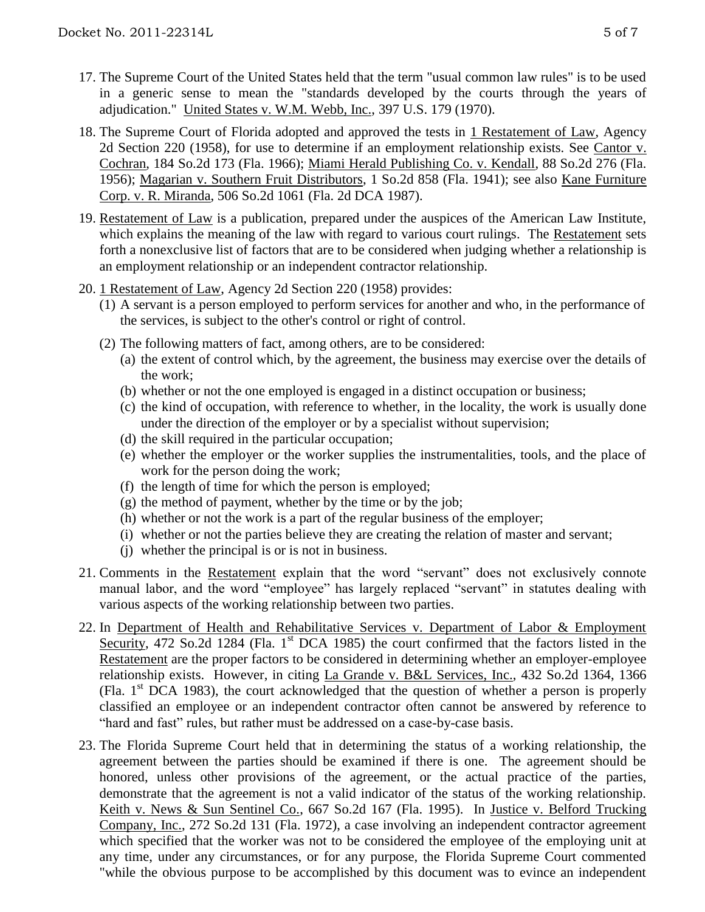17. The Supreme Court of the United States held that the term "usual common law rules" is to be used in a generic sense to mean the "standards developed by the courts through the years of adjudication." United States v. W.M. Webb, Inc., 397 U.S. 179 (1970).

18. The Supreme Court of Florida adopted and approved the tests in 1 Restatement of Law, Agency 2d Section 220 (1958), for use to determine if an employment relationship exists. See Cantor v. Cochran, 184 So.2d 173 (Fla. 1966); Miami Herald Publishing Co. v. Kendall, 88 So.2d 276 (Fla. 1956); Magarian v. Southern Fruit Distributors, 1 So.2d 858 (Fla. 1941); see also Kane Furniture Corp. v. R. Miranda, 506 So.2d 1061 (Fla. 2d DCA 1987).

19. Restatement of Law is a publication, prepared under the auspices of the American Law Institute, which explains the meaning of the law with regard to various court rulings. The Restatement sets forth a nonexclusive list of factors that are to be considered when judging whether a relationship is an employment relationship or an independent contractor relationship.

20. 1 Restatement of Law, Agency 2d Section 220 (1958) provides:
    (1) A servant is a person employed to perform services for another and who, in the performance of the services, is subject to the other's control or right of control.
    (2) The following matters of fact, among others, are to be considered:
        (a) the extent of control which, by the agreement, the business may exercise over the details of the work;
        (b) whether or not the one employed is engaged in a distinct occupation or business;
        (c) the kind of occupation, with reference to whether, in the locality, the work is usually done under the direction of the employer or by a specialist without supervision;
        (d) the skill required in the particular occupation;
        (e) whether the employer or the worker supplies the instrumentalities, tools, and the place of work for the person doing the work;
        (f) the length of time for which the person is employed;
        (g) the method of payment, whether by the time or by the job;
        (h) whether or not the work is a part of the regular business of the employer;
        (i) whether or not the parties believe they are creating the relation of master and servant;
        (j) whether the principal is or is not in business.

21. Comments in the Restatement explain that the word "servant" does not exclusively connote manual labor, and the word "employee" has largely replaced "servant" in statutes dealing with various aspects of the working relationship between two parties.

22. In Department of Health and Rehabilitative Services v. Department of Labor & Employment Security, 472 So.2d 1284 (Fla. 1st DCA 1985) the court confirmed that the factors listed in the Restatement are the proper factors to be considered in determining whether an employer-employee relationship exists. However, in citing La Grande v. B&L Services, Inc., 432 So.2d 1364, 1366 (Fla. 1st DCA 1983), the court acknowledged that the question of whether a person is properly classified an employee or an independent contractor often cannot be answered by reference to "hard and fast" rules, but rather must be addressed on a case-by-case basis.

23. The Florida Supreme Court held that in determining the status of a working relationship, the agreement between the parties should be examined if there is one. The agreement should be honored, unless other provisions of the agreement, or the actual practice of the parties, demonstrate that the agreement is not a valid indicator of the status of the working relationship. Keith v. News & Sun Sentinel Co., 667 So.2d 167 (Fla. 1995). In Justice v. Belford Trucking Company, Inc., 272 So.2d 131 (Fla. 1972), a case involving an independent contractor agreement which specified that the worker was not to be considered the employee of the employing unit at any time, under any circumstances, or for any purpose, the Florida Supreme Court commented "while the obvious purpose to be accomplished by this document was to evince an independent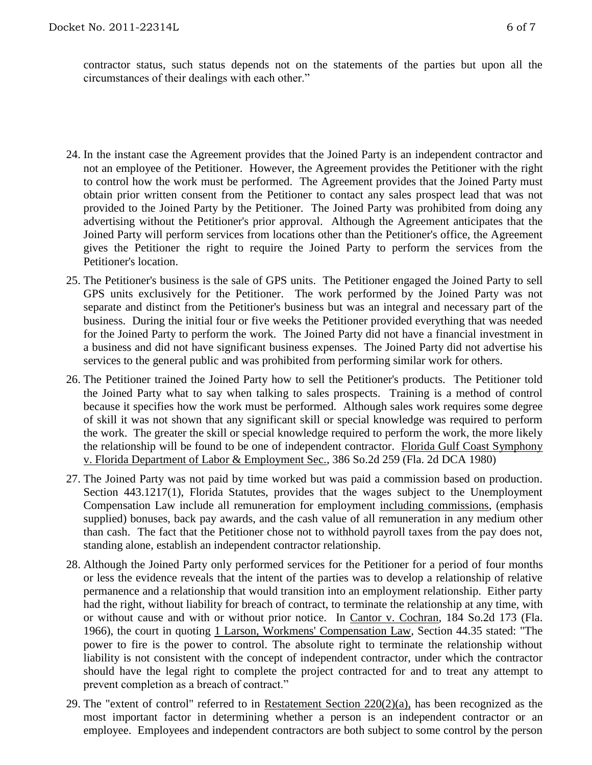contractor status, such status depends not on the statements of the parties but upon all the circumstances of their dealings with each other."

24. In the instant case the Agreement provides that the Joined Party is an independent contractor and not an employee of the Petitioner. However, the Agreement provides the Petitioner with the right to control how the work must be performed. The Agreement provides that the Joined Party must obtain prior written consent from the Petitioner to contact any sales prospect lead that was not provided to the Joined Party by the Petitioner. The Joined Party was prohibited from doing any advertising without the Petitioner's prior approval. Although the Agreement anticipates that the Joined Party will perform services from locations other than the Petitioner's office, the Agreement gives the Petitioner the right to require the Joined Party to perform the services from the Petitioner's location.

25. The Petitioner's business is the sale of GPS units. The Petitioner engaged the Joined Party to sell GPS units exclusively for the Petitioner. The work performed by the Joined Party was not separate and distinct from the Petitioner's business but was an integral and necessary part of the business. During the initial four or five weeks the Petitioner provided everything that was needed for the Joined Party to perform the work. The Joined Party did not have a financial investment in a business and did not have significant business expenses. The Joined Party did not advertise his services to the general public and was prohibited from performing similar work for others.

26. The Petitioner trained the Joined Party how to sell the Petitioner's products. The Petitioner told the Joined Party what to say when talking to sales prospects. Training is a method of control because it specifies how the work must be performed. Although sales work requires some degree of skill it was not shown that any significant skill or special knowledge was required to perform the work. The greater the skill or special knowledge required to perform the work, the more likely the relationship will be found to be one of independent contractor. Florida Gulf Coast Symphony v. Florida Department of Labor & Employment Sec., 386 So.2d 259 (Fla. 2d DCA 1980)

27. The Joined Party was not paid by time worked but was paid a commission based on production. Section 443.1217(1), Florida Statutes, provides that the wages subject to the Unemployment Compensation Law include all remuneration for employment including commissions, (emphasis supplied) bonuses, back pay awards, and the cash value of all remuneration in any medium other than cash. The fact that the Petitioner chose not to withhold payroll taxes from the pay does not, standing alone, establish an independent contractor relationship.

28. Although the Joined Party only performed services for the Petitioner for a period of four months or less the evidence reveals that the intent of the parties was to develop a relationship of relative permanence and a relationship that would transition into an employment relationship. Either party had the right, without liability for breach of contract, to terminate the relationship at any time, with or without cause and with or without prior notice. In Cantor v. Cochran, 184 So.2d 173 (Fla. 1966), the court in quoting 1 Larson, Workmens' Compensation Law, Section 44.35 stated: "The power to fire is the power to control. The absolute right to terminate the relationship without liability is not consistent with the concept of independent contractor, under which the contractor should have the legal right to complete the project contracted for and to treat any attempt to prevent completion as a breach of contract."

29. The "extent of control" referred to in Restatement Section 220(2)(a), has been recognized as the most important factor in determining whether a person is an independent contractor or an employee. Employees and independent contractors are both subject to some control by the person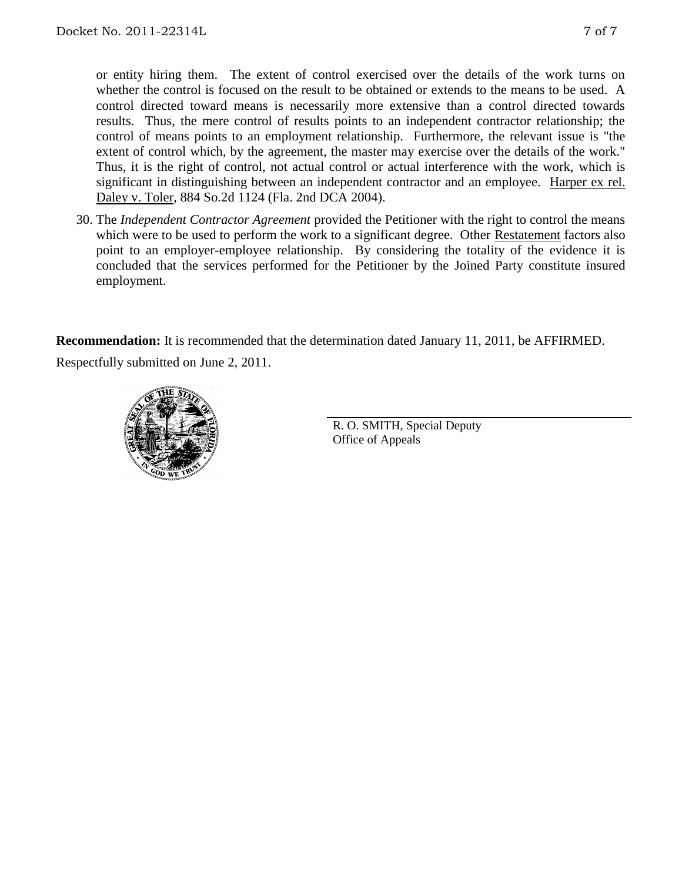or entity hiring them. The extent of control exercised over the details of the work turns on whether the control is focused on the result to be obtained or extends to the means to be used. A control directed toward means is necessarily more extensive than a control directed towards results. Thus, the mere control of results points to an independent contractor relationship; the control of means points to an employment relationship. Furthermore, the relevant issue is "the extent of control which, by the agreement, the master may exercise over the details of the work." Thus, it is the right of control, not actual control or actual interference with the work, which is significant in distinguishing between an independent contractor and an employee. Harper ex rel. Daley v. Toler, 884 So.2d 1124 (Fla. 2nd DCA 2004).

30. The *Independent Contractor Agreement* provided the Petitioner with the right to control the means which were to be used to perform the work to a significant degree. Other Restatement factors also point to an employer-employee relationship. By considering the totality of the evidence it is concluded that the services performed for the Petitioner by the Joined Party constitute insured employment.

**Recommendation:** It is recommended that the determination dated January 11, 2011, be AFFIRMED.

Respectfully submitted on June 2, 2011.

R. O. SMITH, Special Deputy
Office of Appeals